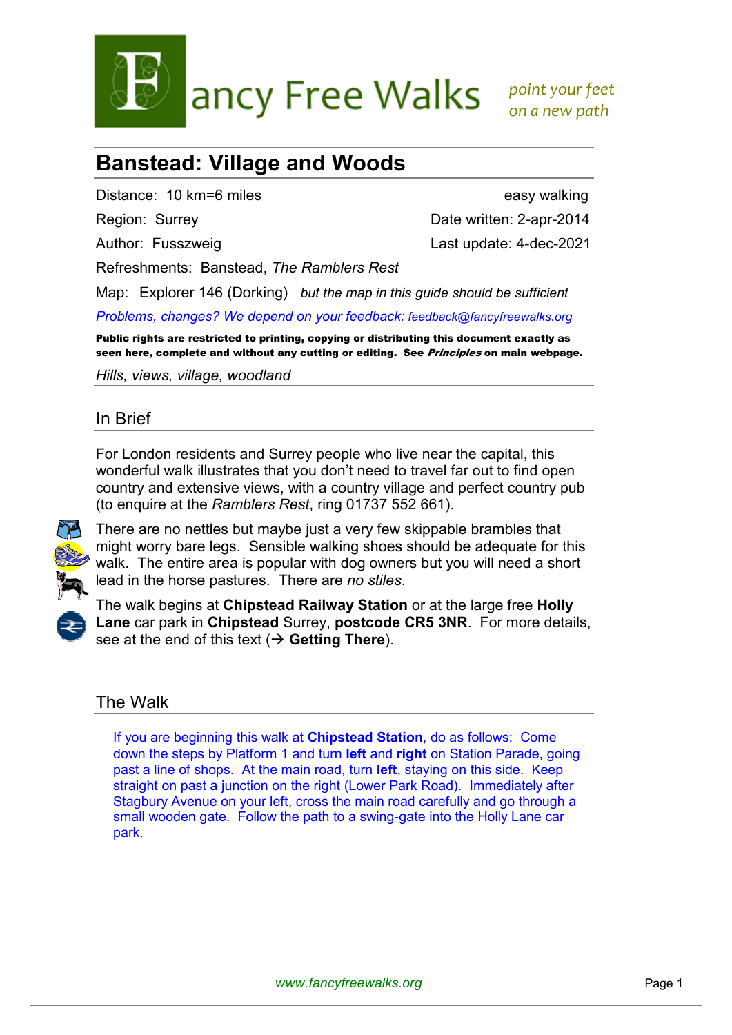Fancy Free Walks *point your feet on a new path*

# Banstead: Village and Woods

Distance: 10 km=6 miles | easy walking

Region: Surrey | Date written: 2-apr-2014

Author: Fusszweig | Last update: 4-dec-2021

Refreshments: Banstead, *The Ramblers Rest*

Map: Explorer 146 (Dorking) *but the map in this guide should be sufficient*

*Problems, changes? We depend on your feedback: feedback@fancyfreewalks.org*

**Public rights are restricted to printing, copying or distributing this document exactly as seen here, complete and without any cutting or editing. See *Principles* on main webpage.**

*Hills, views, village, woodland*

## In Brief

For London residents and Surrey people who live near the capital, this wonderful walk illustrates that you don't need to travel far out to find open country and extensive views, with a country village and perfect country pub (to enquire at the *Ramblers Rest*, ring 01737 552 661).

There are no nettles but maybe just a very few skippable brambles that might worry bare legs. Sensible walking shoes should be adequate for this walk. The entire area is popular with dog owners but you will need a short lead in the horse pastures. There are *no stiles*.

The walk begins at **Chipstead Railway Station** or at the large free **Holly Lane** car park in **Chipstead** Surrey, **postcode CR5 3NR**. For more details, see at the end of this text (→ **Getting There**).

## The Walk

If you are beginning this walk at **Chipstead Station**, do as follows: Come down the steps by Platform 1 and turn **left** and **right** on Station Parade, going past a line of shops. At the main road, turn **left**, staying on this side. Keep straight on past a junction on the right (Lower Park Road). Immediately after Stagbury Avenue on your left, cross the main road carefully and go through a small wooden gate. Follow the path to a swing-gate into the Holly Lane car park.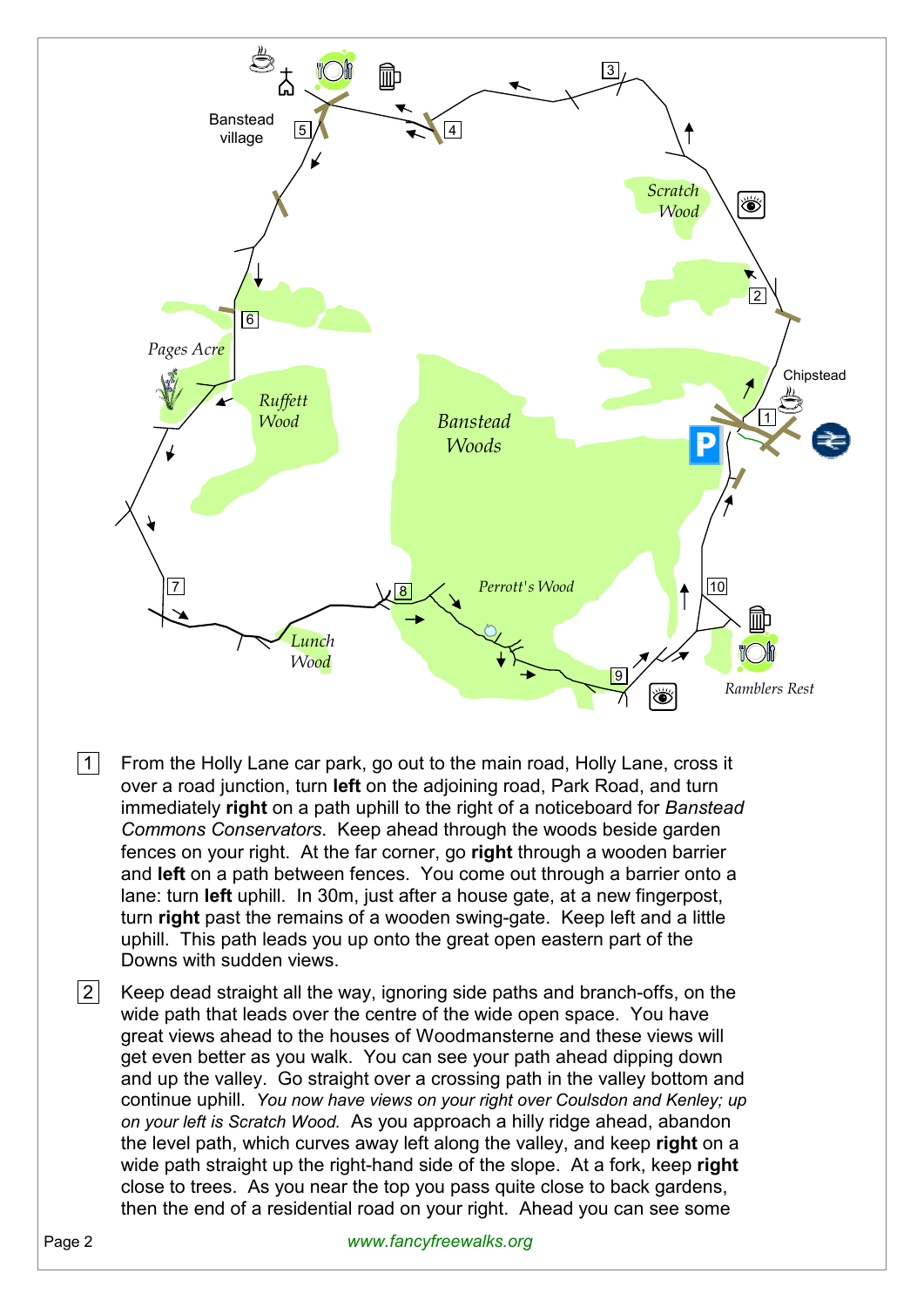1 From the Holly Lane car park, go out to the main road, Holly Lane, cross it over a road junction, turn **left** on the adjoining road, Park Road, and turn immediately **right** on a path uphill to the right of a noticeboard for *Banstead Commons Conservators*. Keep ahead through the woods beside garden fences on your right. At the far corner, go **right** through a wooden barrier and **left** on a path between fences. You come out through a barrier onto a lane: turn **left** uphill. In 30m, just after a house gate, at a new fingerpost, turn **right** past the remains of a wooden swing-gate. Keep left and a little uphill. This path leads you up onto the great open eastern part of the Downs with sudden views.

2 Keep dead straight all the way, ignoring side paths and branch-offs, on the wide path that leads over the centre of the wide open space. You have great views ahead to the houses of Woodmansterne and these views will get even better as you walk. You can see your path ahead dipping down and up the valley. Go straight over a crossing path in the valley bottom and continue uphill. *You now have views on your right over Coulsdon and Kenley; up on your left is Scratch Wood.* As you approach a hilly ridge ahead, abandon the level path, which curves away left along the valley, and keep **right** on a wide path straight up the right-hand side of the slope. At a fork, keep **right** close to trees. As you near the top you pass quite close to back gardens, then the end of a residential road on your right. Ahead you can see some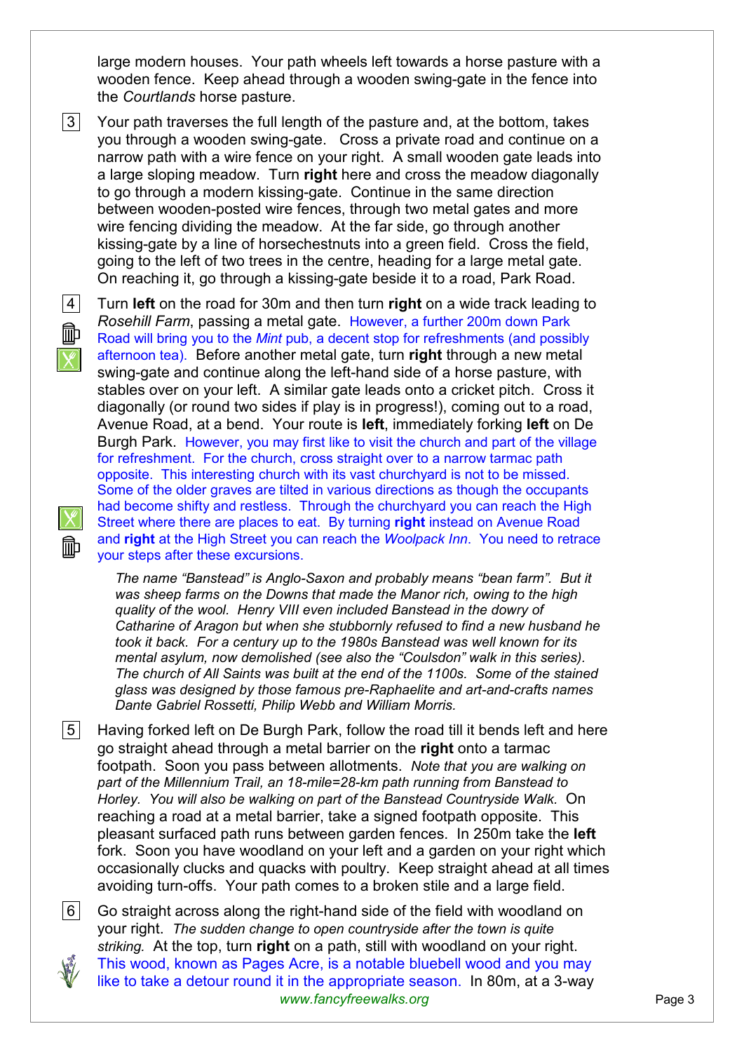large modern houses. Your path wheels left towards a horse pasture with a wooden fence. Keep ahead through a wooden swing-gate in the fence into the *Courtlands* horse pasture.

3 Your path traverses the full length of the pasture and, at the bottom, takes you through a wooden swing-gate. Cross a private road and continue on a narrow path with a wire fence on your right. A small wooden gate leads into a large sloping meadow. Turn **right** here and cross the meadow diagonally to go through a modern kissing-gate. Continue in the same direction between wooden-posted wire fences, through two metal gates and more wire fencing dividing the meadow. At the far side, go through another kissing-gate by a line of horsechestnuts into a green field. Cross the field, going to the left of two trees in the centre, heading for a large metal gate. On reaching it, go through a kissing-gate beside it to a road, Park Road.

4 Turn **left** on the road for 30m and then turn **right** on a wide track leading to *Rosehill Farm*, passing a metal gate. However, a further 200m down Park Road will bring you to the *Mint* pub, a decent stop for refreshments (and possibly afternoon tea). Before another metal gate, turn **right** through a new metal swing-gate and continue along the left-hand side of a horse pasture, with stables over on your left. A similar gate leads onto a cricket pitch. Cross it diagonally (or round two sides if play is in progress!), coming out to a road, Avenue Road, at a bend. Your route is **left**, immediately forking **left** on De Burgh Park. However, you may first like to visit the church and part of the village for refreshment. For the church, cross straight over to a narrow tarmac path opposite. This interesting church with its vast churchyard is not to be missed. Some of the older graves are tilted in various directions as though the occupants had become shifty and restless. Through the churchyard you can reach the High Street where there are places to eat. By turning **right** instead on Avenue Road and **right** at the High Street you can reach the *Woolpack Inn*. You need to retrace your steps after these excursions.

*The name "Banstead" is Anglo-Saxon and probably means "bean farm". But it was sheep farms on the Downs that made the Manor rich, owing to the high quality of the wool. Henry VIII even included Banstead in the dowry of Catharine of Aragon but when she stubbornly refused to find a new husband he took it back. For a century up to the 1980s Banstead was well known for its mental asylum, now demolished (see also the "Coulsdon" walk in this series). The church of All Saints was built at the end of the 1100s. Some of the stained glass was designed by those famous pre-Raphaelite and art-and-crafts names Dante Gabriel Rossetti, Philip Webb and William Morris.*

5 Having forked left on De Burgh Park, follow the road till it bends left and here go straight ahead through a metal barrier on the **right** onto a tarmac footpath. Soon you pass between allotments. *Note that you are walking on part of the Millennium Trail, an 18-mile=28-km path running from Banstead to Horley. You will also be walking on part of the Banstead Countryside Walk.* On reaching a road at a metal barrier, take a signed footpath opposite. This pleasant surfaced path runs between garden fences. In 250m take the **left** fork. Soon you have woodland on your left and a garden on your right which occasionally clucks and quacks with poultry. Keep straight ahead at all times avoiding turn-offs. Your path comes to a broken stile and a large field.

6 Go straight across along the right-hand side of the field with woodland on your right. *The sudden change to open countryside after the town is quite striking.* At the top, turn **right** on a path, still with woodland on your right. This wood, known as Pages Acre, is a notable bluebell wood and you may like to take a detour round it in the appropriate season. In 80m, at a 3-way

www.fancyfreewalks.org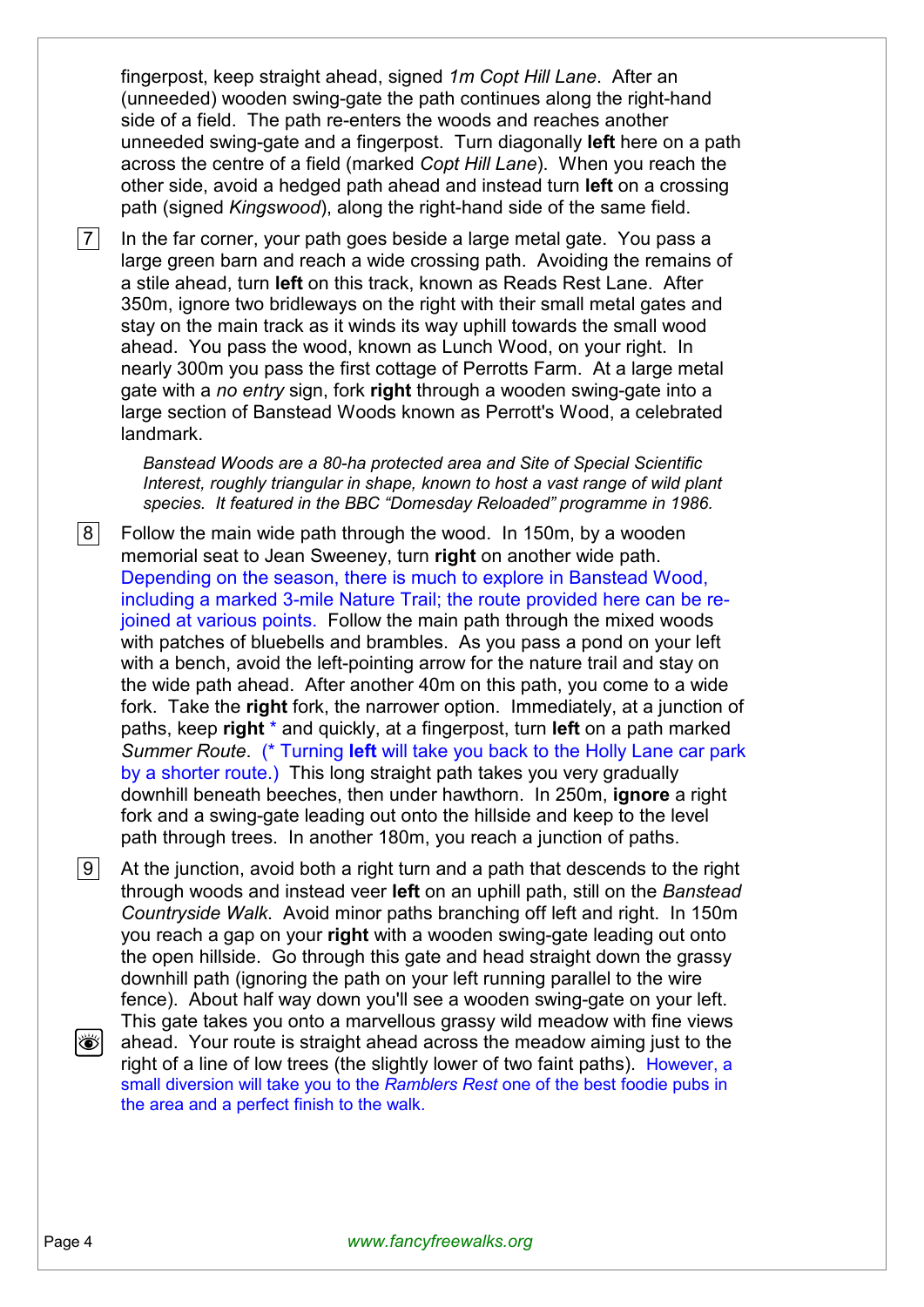fingerpost, keep straight ahead, signed *1m Copt Hill Lane*. After an (unneeded) wooden swing-gate the path continues along the right-hand side of a field. The path re-enters the woods and reaches another unneeded swing-gate and a fingerpost. Turn diagonally **left** here on a path across the centre of a field (marked *Copt Hill Lane*). When you reach the other side, avoid a hedged path ahead and instead turn **left** on a crossing path (signed *Kingswood*), along the right-hand side of the same field.

7 In the far corner, your path goes beside a large metal gate. You pass a large green barn and reach a wide crossing path. Avoiding the remains of a stile ahead, turn **left** on this track, known as Reads Rest Lane. After 350m, ignore two bridleways on the right with their small metal gates and stay on the main track as it winds its way uphill towards the small wood ahead. You pass the wood, known as Lunch Wood, on your right. In nearly 300m you pass the first cottage of Perrotts Farm. At a large metal gate with a *no entry* sign, fork **right** through a wooden swing-gate into a large section of Banstead Woods known as Perrott's Wood, a celebrated landmark.

*Banstead Woods are a 80-ha protected area and Site of Special Scientific Interest, roughly triangular in shape, known to host a vast range of wild plant species. It featured in the BBC "Domesday Reloaded" programme in 1986.*

8 Follow the main wide path through the wood. In 150m, by a wooden memorial seat to Jean Sweeney, turn **right** on another wide path. Depending on the season, there is much to explore in Banstead Wood, including a marked 3-mile Nature Trail; the route provided here can be re-joined at various points. Follow the main path through the mixed woods with patches of bluebells and brambles. As you pass a pond on your left with a bench, avoid the left-pointing arrow for the nature trail and stay on the wide path ahead. After another 40m on this path, you come to a wide fork. Take the **right** fork, the narrower option. Immediately, at a junction of paths, keep **right** * and quickly, at a fingerpost, turn **left** on a path marked *Summer Route*. (* Turning **left** will take you back to the Holly Lane car park by a shorter route.) This long straight path takes you very gradually downhill beneath beeches, then under hawthorn. In 250m, **ignore** a right fork and a swing-gate leading out onto the hillside and keep to the level path through trees. In another 180m, you reach a junction of paths.

9 At the junction, avoid both a right turn and a path that descends to the right through woods and instead veer **left** on an uphill path, still on the *Banstead Countryside Walk*. Avoid minor paths branching off left and right. In 150m you reach a gap on your **right** with a wooden swing-gate leading out onto the open hillside. Go through this gate and head straight down the grassy downhill path (ignoring the path on your left running parallel to the wire fence). About half way down you'll see a wooden swing-gate on your left. This gate takes you onto a marvellous grassy wild meadow with fine views ahead. Your route is straight ahead across the meadow aiming just to the right of a line of low trees (the slightly lower of two faint paths). However, a small diversion will take you to the *Ramblers Rest* one of the best foodie pubs in the area and a perfect finish to the walk.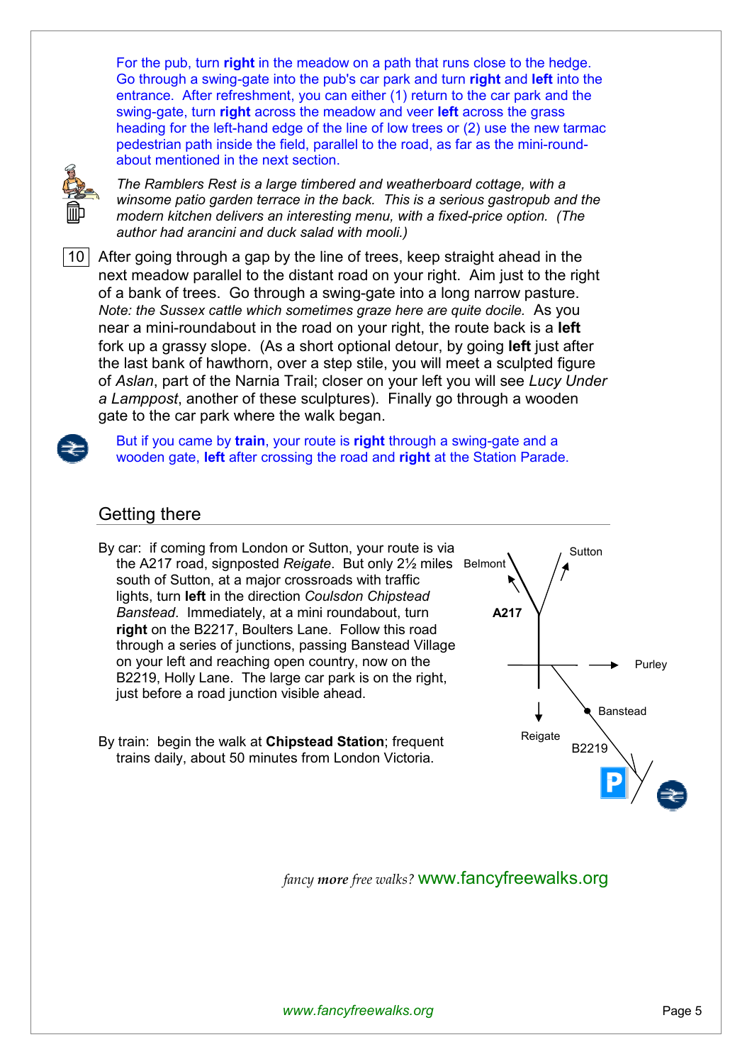For the pub, turn **right** in the meadow on a path that runs close to the hedge. Go through a swing-gate into the pub's car park and turn **right** and **left** into the entrance. After refreshment, you can either (1) return to the car park and the swing-gate, turn **right** across the meadow and veer **left** across the grass heading for the left-hand edge of the line of low trees or (2) use the new tarmac pedestrian path inside the field, parallel to the road, as far as the mini-roundabout mentioned in the next section.

*The Ramblers Rest is a large timbered and weatherboard cottage, with a winsome patio garden terrace in the back. This is a serious gastropub and the modern kitchen delivers an interesting menu, with a fixed-price option. (The author had arancini and duck salad with mooli.)*

10 After going through a gap by the line of trees, keep straight ahead in the next meadow parallel to the distant road on your right. Aim just to the right of a bank of trees. Go through a swing-gate into a long narrow pasture. *Note: the Sussex cattle which sometimes graze here are quite docile.* As you near a mini-roundabout in the road on your right, the route back is a **left** fork up a grassy slope. (As a short optional detour, by going **left** just after the last bank of hawthorn, over a step stile, you will meet a sculpted figure of *Aslan*, part of the Narnia Trail; closer on your left you will see *Lucy Under a Lamppost*, another of these sculptures). Finally go through a wooden gate to the car park where the walk began.

But if you came by **train**, your route is **right** through a swing-gate and a wooden gate, **left** after crossing the road and **right** at the Station Parade.

## Getting there

By car: if coming from London or Sutton, your route is via the A217 road, signposted *Reigate*. But only 2½ miles south of Sutton, at a major crossroads with traffic lights, turn **left** in the direction *Coulsdon Chipstead Banstead*. Immediately, at a mini roundabout, turn **right** on the B2217, Boulters Lane. Follow this road through a series of junctions, passing Banstead Village on your left and reaching open country, now on the B2219, Holly Lane. The large car park is on the right, just before a road junction visible ahead.

By train: begin the walk at **Chipstead Station**; frequent trains daily, about 50 minutes from London Victoria.

Belmont
Sutton
A217
Purley
Banstead
Reigate
B2219
P

*fancy* ***more*** *free walks?* www.fancyfreewalks.org